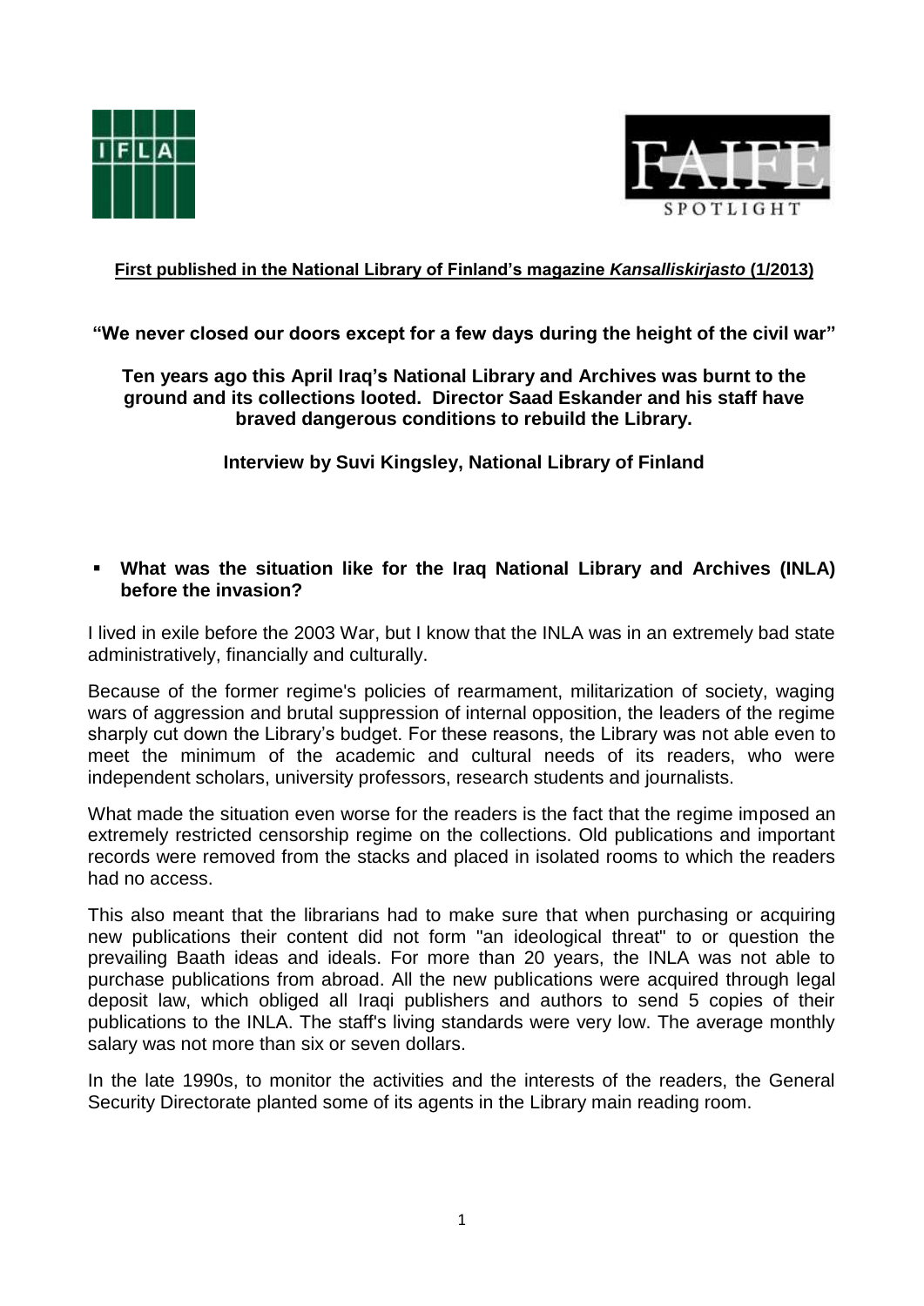**First published in the National Library of Finland's magazine *Kansalliskirjasto* (1/2013)**

## "We never closed our doors except for a few days during the height of the civil war"

### Ten years ago this April Iraq's National Library and Archives was burnt to the ground and its collections looted. Director Saad Eskander and his staff have braved dangerous conditions to rebuild the Library.

**Interview by Suvi Kingsley, National Library of Finland**

- **What was the situation like for the Iraq National Library and Archives (INLA) before the invasion?**

I lived in exile before the 2003 War, but I know that the INLA was in an extremely bad state administratively, financially and culturally.

Because of the former regime's policies of rearmament, militarization of society, waging wars of aggression and brutal suppression of internal opposition, the leaders of the regime sharply cut down the Library's budget. For these reasons, the Library was not able even to meet the minimum of the academic and cultural needs of its readers, who were independent scholars, university professors, research students and journalists.

What made the situation even worse for the readers is the fact that the regime imposed an extremely restricted censorship regime on the collections. Old publications and important records were removed from the stacks and placed in isolated rooms to which the readers had no access.

This also meant that the librarians had to make sure that when purchasing or acquiring new publications their content did not form "an ideological threat" to or question the prevailing Baath ideas and ideals. For more than 20 years, the INLA was not able to purchase publications from abroad. All the new publications were acquired through legal deposit law, which obliged all Iraqi publishers and authors to send 5 copies of their publications to the INLA. The staff's living standards were very low. The average monthly salary was not more than six or seven dollars.

In the late 1990s, to monitor the activities and the interests of the readers, the General Security Directorate planted some of its agents in the Library main reading room.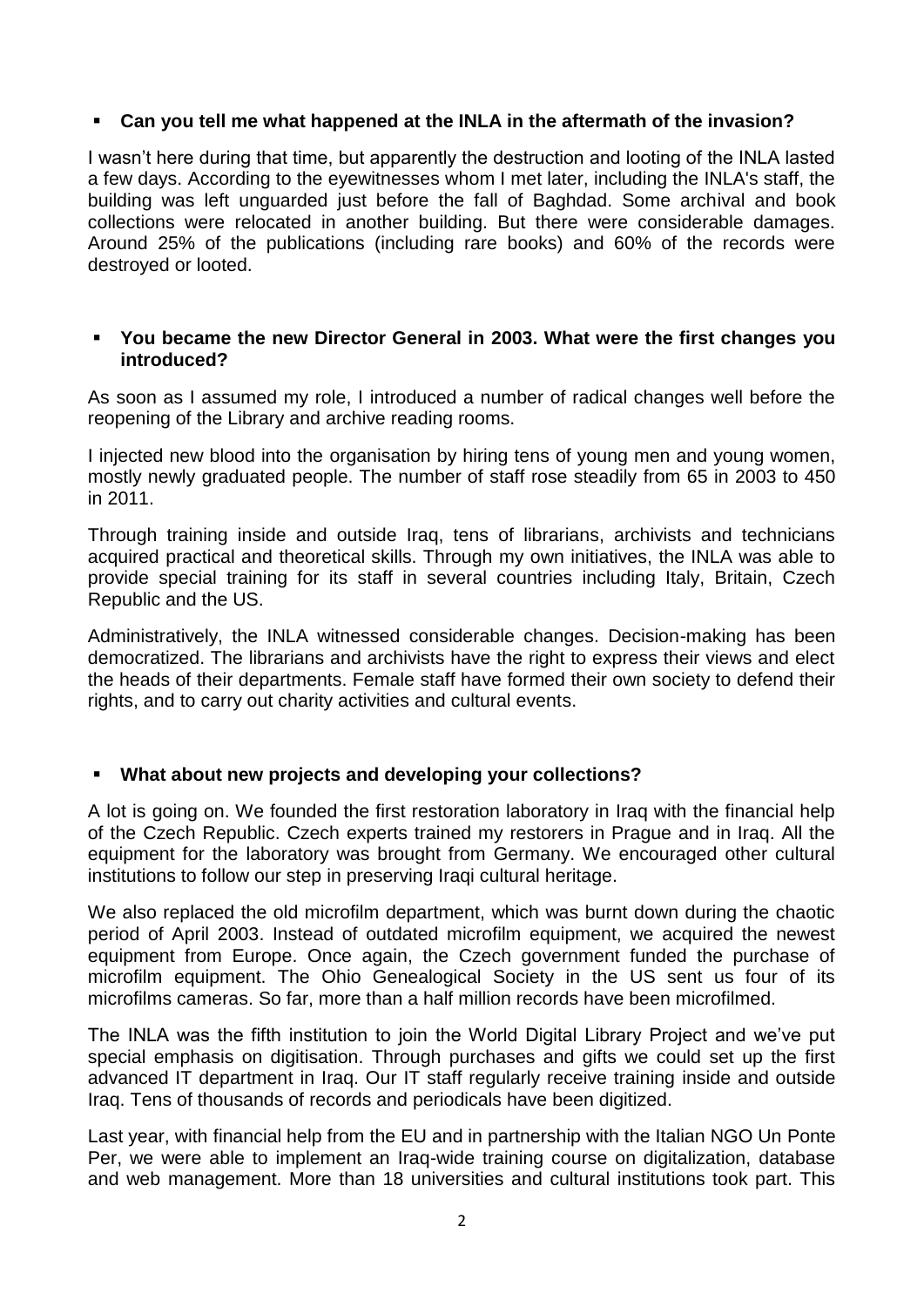- **Can you tell me what happened at the INLA in the aftermath of the invasion?**

I wasn't here during that time, but apparently the destruction and looting of the INLA lasted a few days. According to the eyewitnesses whom I met later, including the INLA's staff, the building was left unguarded just before the fall of Baghdad. Some archival and book collections were relocated in another building. But there were considerable damages. Around 25% of the publications (including rare books) and 60% of the records were destroyed or looted.

- **You became the new Director General in 2003. What were the first changes you introduced?**

As soon as I assumed my role, I introduced a number of radical changes well before the reopening of the Library and archive reading rooms.

I injected new blood into the organisation by hiring tens of young men and young women, mostly newly graduated people. The number of staff rose steadily from 65 in 2003 to 450 in 2011.

Through training inside and outside Iraq, tens of librarians, archivists and technicians acquired practical and theoretical skills. Through my own initiatives, the INLA was able to provide special training for its staff in several countries including Italy, Britain, Czech Republic and the US.

Administratively, the INLA witnessed considerable changes. Decision-making has been democratized. The librarians and archivists have the right to express their views and elect the heads of their departments. Female staff have formed their own society to defend their rights, and to carry out charity activities and cultural events.

- **What about new projects and developing your collections?**

A lot is going on. We founded the first restoration laboratory in Iraq with the financial help of the Czech Republic. Czech experts trained my restorers in Prague and in Iraq. All the equipment for the laboratory was brought from Germany. We encouraged other cultural institutions to follow our step in preserving Iraqi cultural heritage.

We also replaced the old microfilm department, which was burnt down during the chaotic period of April 2003. Instead of outdated microfilm equipment, we acquired the newest equipment from Europe. Once again, the Czech government funded the purchase of microfilm equipment. The Ohio Genealogical Society in the US sent us four of its microfilms cameras. So far, more than a half million records have been microfilmed.

The INLA was the fifth institution to join the World Digital Library Project and we've put special emphasis on digitisation. Through purchases and gifts we could set up the first advanced IT department in Iraq. Our IT staff regularly receive training inside and outside Iraq. Tens of thousands of records and periodicals have been digitized.

Last year, with financial help from the EU and in partnership with the Italian NGO Un Ponte Per, we were able to implement an Iraq-wide training course on digitalization, database and web management. More than 18 universities and cultural institutions took part. This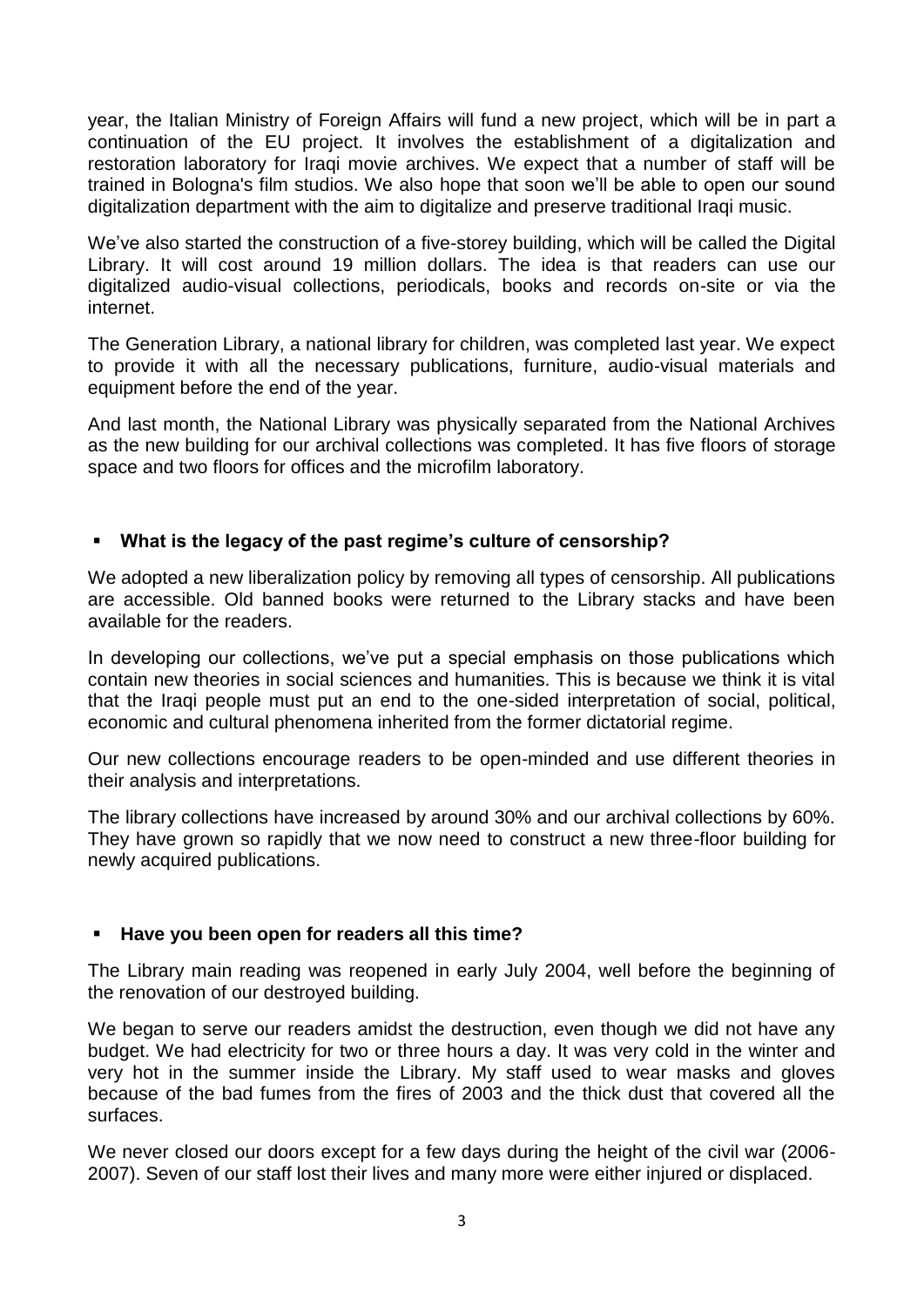year, the Italian Ministry of Foreign Affairs will fund a new project, which will be in part a continuation of the EU project. It involves the establishment of a digitalization and restoration laboratory for Iraqi movie archives. We expect that a number of staff will be trained in Bologna's film studios. We also hope that soon we'll be able to open our sound digitalization department with the aim to digitalize and preserve traditional Iraqi music.

We've also started the construction of a five-storey building, which will be called the Digital Library. It will cost around 19 million dollars. The idea is that readers can use our digitalized audio-visual collections, periodicals, books and records on-site or via the internet.

The Generation Library, a national library for children, was completed last year. We expect to provide it with all the necessary publications, furniture, audio-visual materials and equipment before the end of the year.

And last month, the National Library was physically separated from the National Archives as the new building for our archival collections was completed. It has five floors of storage space and two floors for offices and the microfilm laboratory.

- **What is the legacy of the past regime's culture of censorship?**

We adopted a new liberalization policy by removing all types of censorship. All publications are accessible. Old banned books were returned to the Library stacks and have been available for the readers.

In developing our collections, we've put a special emphasis on those publications which contain new theories in social sciences and humanities. This is because we think it is vital that the Iraqi people must put an end to the one-sided interpretation of social, political, economic and cultural phenomena inherited from the former dictatorial regime.

Our new collections encourage readers to be open-minded and use different theories in their analysis and interpretations.

The library collections have increased by around 30% and our archival collections by 60%. They have grown so rapidly that we now need to construct a new three-floor building for newly acquired publications.

- **Have you been open for readers all this time?**

The Library main reading was reopened in early July 2004, well before the beginning of the renovation of our destroyed building.

We began to serve our readers amidst the destruction, even though we did not have any budget. We had electricity for two or three hours a day. It was very cold in the winter and very hot in the summer inside the Library. My staff used to wear masks and gloves because of the bad fumes from the fires of 2003 and the thick dust that covered all the surfaces.

We never closed our doors except for a few days during the height of the civil war (2006-2007). Seven of our staff lost their lives and many more were either injured or displaced.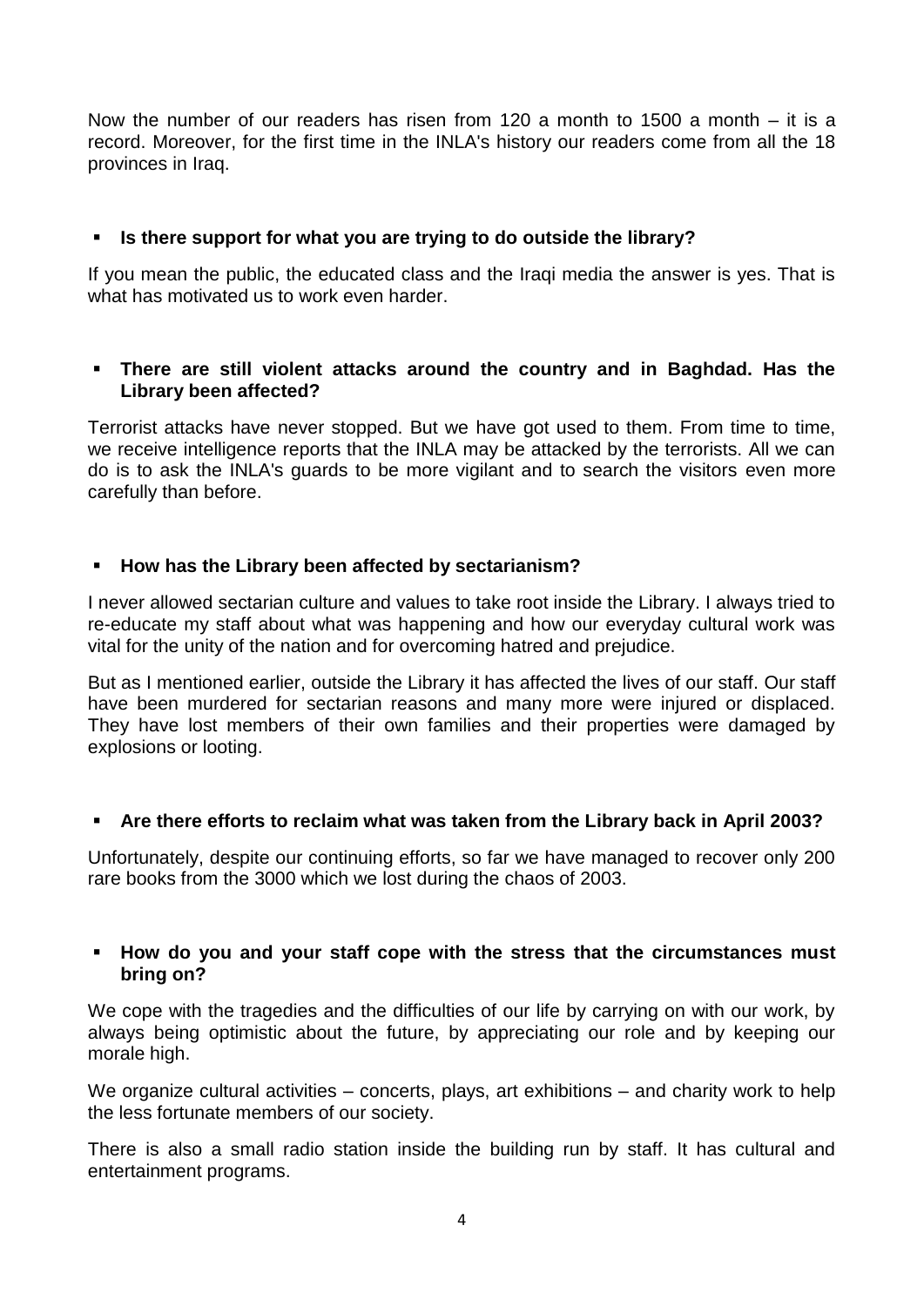Now the number of our readers has risen from 120 a month to 1500 a month – it is a record. Moreover, for the first time in the INLA's history our readers come from all the 18 provinces in Iraq.

- **Is there support for what you are trying to do outside the library?**

If you mean the public, the educated class and the Iraqi media the answer is yes. That is what has motivated us to work even harder.

- **There are still violent attacks around the country and in Baghdad. Has the Library been affected?**

Terrorist attacks have never stopped. But we have got used to them. From time to time, we receive intelligence reports that the INLA may be attacked by the terrorists. All we can do is to ask the INLA's guards to be more vigilant and to search the visitors even more carefully than before.

- **How has the Library been affected by sectarianism?**

I never allowed sectarian culture and values to take root inside the Library. I always tried to re-educate my staff about what was happening and how our everyday cultural work was vital for the unity of the nation and for overcoming hatred and prejudice.

But as I mentioned earlier, outside the Library it has affected the lives of our staff. Our staff have been murdered for sectarian reasons and many more were injured or displaced. They have lost members of their own families and their properties were damaged by explosions or looting.

- **Are there efforts to reclaim what was taken from the Library back in April 2003?**

Unfortunately, despite our continuing efforts, so far we have managed to recover only 200 rare books from the 3000 which we lost during the chaos of 2003.

- **How do you and your staff cope with the stress that the circumstances must bring on?**

We cope with the tragedies and the difficulties of our life by carrying on with our work, by always being optimistic about the future, by appreciating our role and by keeping our morale high.

We organize cultural activities – concerts, plays, art exhibitions – and charity work to help the less fortunate members of our society.

There is also a small radio station inside the building run by staff. It has cultural and entertainment programs.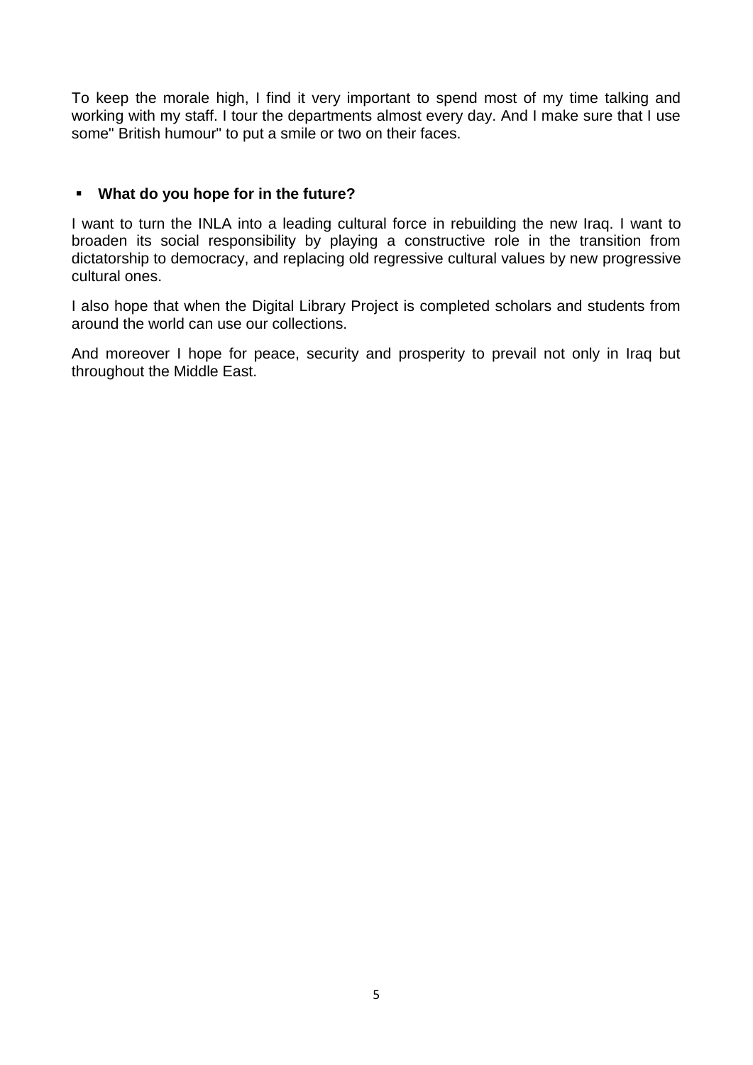To keep the morale high, I find it very important to spend most of my time talking and working with my staff. I tour the departments almost every day. And I make sure that I use some" British humour" to put a smile or two on their faces.

- **What do you hope for in the future?**

I want to turn the INLA into a leading cultural force in rebuilding the new Iraq. I want to broaden its social responsibility by playing a constructive role in the transition from dictatorship to democracy, and replacing old regressive cultural values by new progressive cultural ones.

I also hope that when the Digital Library Project is completed scholars and students from around the world can use our collections.

And moreover I hope for peace, security and prosperity to prevail not only in Iraq but throughout the Middle East.